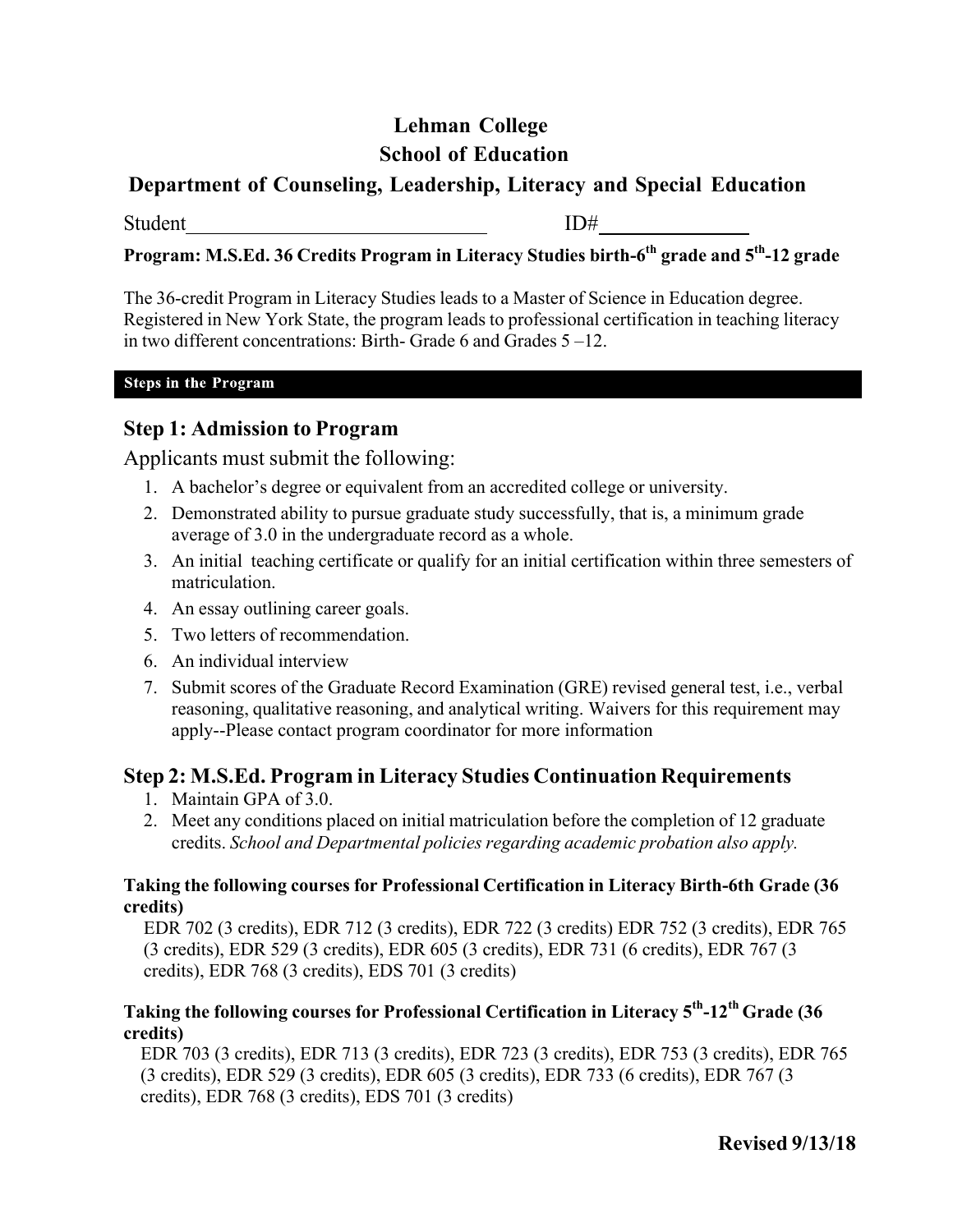# Lehman College

## School of Education

## Department of Counseling, Leadership, Literacy and Special Education

Student______________________________ ID#_______________

**Program: M.S.Ed. 36 Credits Program in Literacy Studies birth-6th grade and 5th-12 grade**

The 36-credit Program in Literacy Studies leads to a Master of Science in Education degree. Registered in New York State, the program leads to professional certification in teaching literacy in two different concentrations: Birth- Grade 6 and Grades 5 –12.

**Steps in the Program**

### Step 1: Admission to Program

Applicants must submit the following:

1. A bachelor's degree or equivalent from an accredited college or university.
2. Demonstrated ability to pursue graduate study successfully, that is, a minimum grade average of 3.0 in the undergraduate record as a whole.
3. An initial teaching certificate or qualify for an initial certification within three semesters of matriculation.
4. An essay outlining career goals.
5. Two letters of recommendation.
6. An individual interview
7. Submit scores of the Graduate Record Examination (GRE) revised general test, i.e., verbal reasoning, qualitative reasoning, and analytical writing. Waivers for this requirement may apply--Please contact program coordinator for more information

### Step 2: M.S.Ed. Program in Literacy Studies Continuation Requirements

1. Maintain GPA of 3.0.
2. Meet any conditions placed on initial matriculation before the completion of 12 graduate credits. *School and Departmental policies regarding academic probation also apply.*

**Taking the following courses for Professional Certification in Literacy Birth-6th Grade (36 credits)**

EDR 702 (3 credits), EDR 712 (3 credits), EDR 722 (3 credits) EDR 752 (3 credits), EDR 765 (3 credits), EDR 529 (3 credits), EDR 605 (3 credits), EDR 731 (6 credits), EDR 767 (3 credits), EDR 768 (3 credits), EDS 701 (3 credits)

**Taking the following courses for Professional Certification in Literacy 5th-12th Grade (36 credits)**

EDR 703 (3 credits), EDR 713 (3 credits), EDR 723 (3 credits), EDR 753 (3 credits), EDR 765 (3 credits), EDR 529 (3 credits), EDR 605 (3 credits), EDR 733 (6 credits), EDR 767 (3 credits), EDR 768 (3 credits), EDS 701 (3 credits)

**Revised 9/13/18**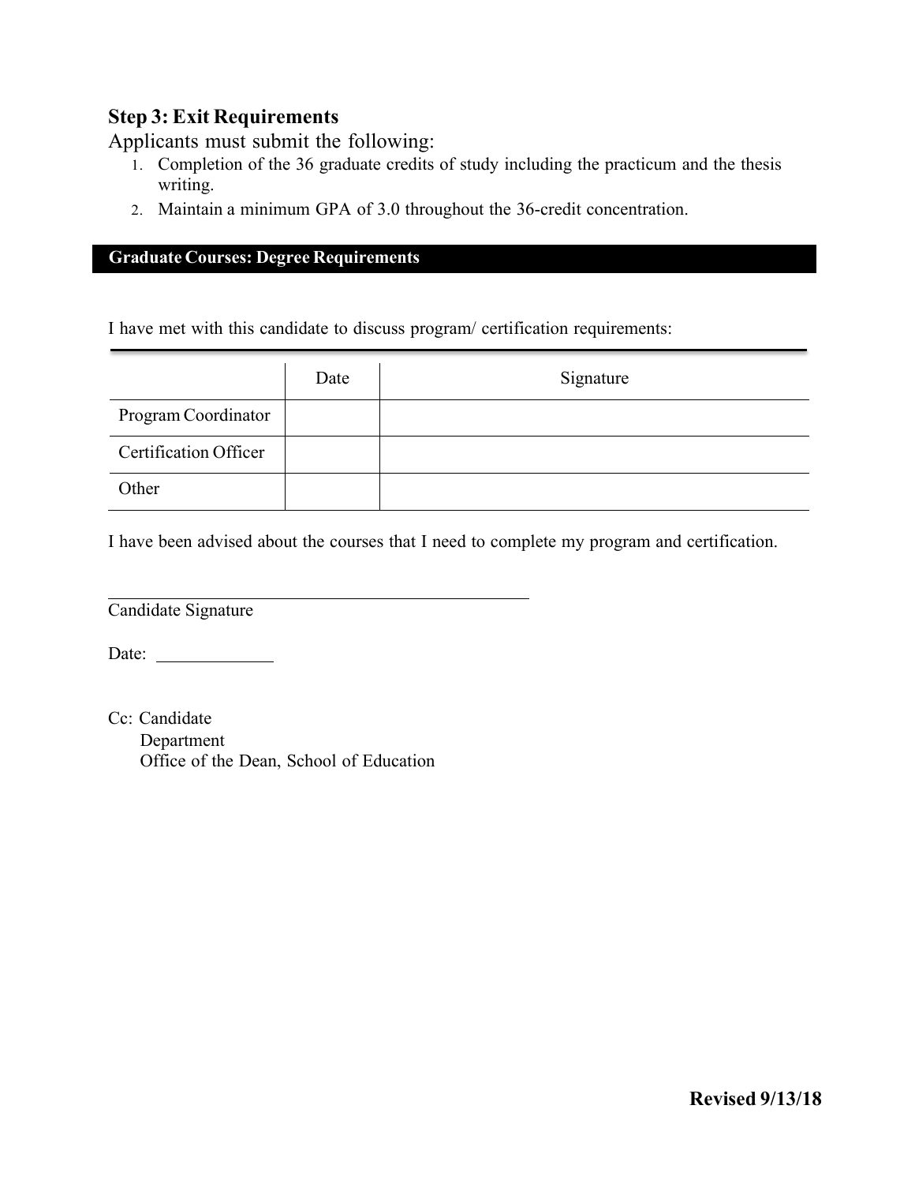### Step 3: Exit Requirements

Applicants must submit the following:

1. Completion of the 36 graduate credits of study including the practicum and the thesis writing.
2. Maintain a minimum GPA of 3.0 throughout the 36-credit concentration.

**Graduate Courses: Degree Requirements**

I have met with this candidate to discuss program/ certification requirements:

| | Date | Signature |
|---|---|---|
| Program Coordinator | | |
| Certification Officer | | |
| Other | | |

I have been advised about the courses that I need to complete my program and certification.

\_\_\_\_\_\_\_\_\_\_\_\_\_\_\_\_\_\_\_\_\_\_\_\_\_\_\_\_\_\_\_\_\_\_\_\_\_\_\_\_\_\_\_\_

Candidate Signature

Date: \_\_\_\_\_\_\_\_\_\_\_\_

Cc: Candidate
Department
Office of the Dean, School of Education

**Revised 9/13/18**